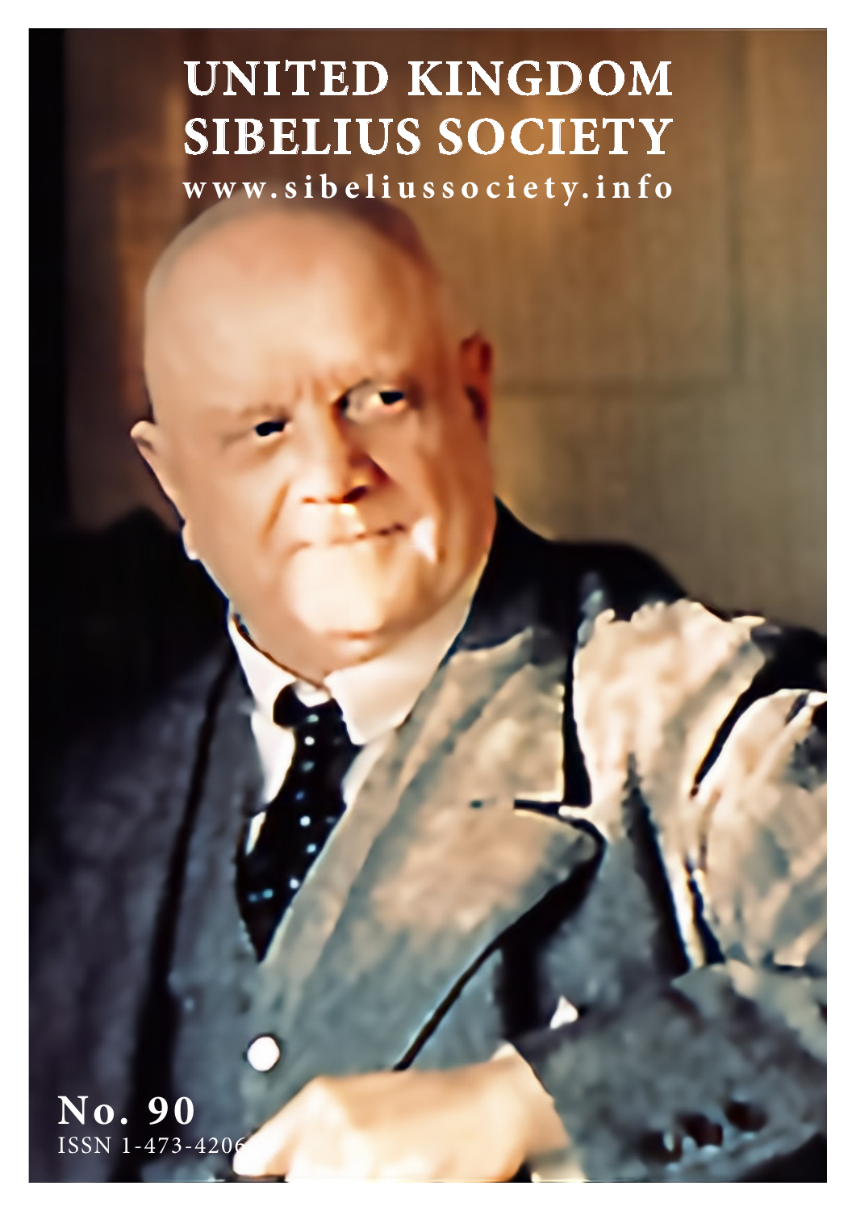# UNITED KINGDOM SIBELIUS SOCIETY

www.sibeliussociety.info

**No. 90**

ISSN 1-473-4206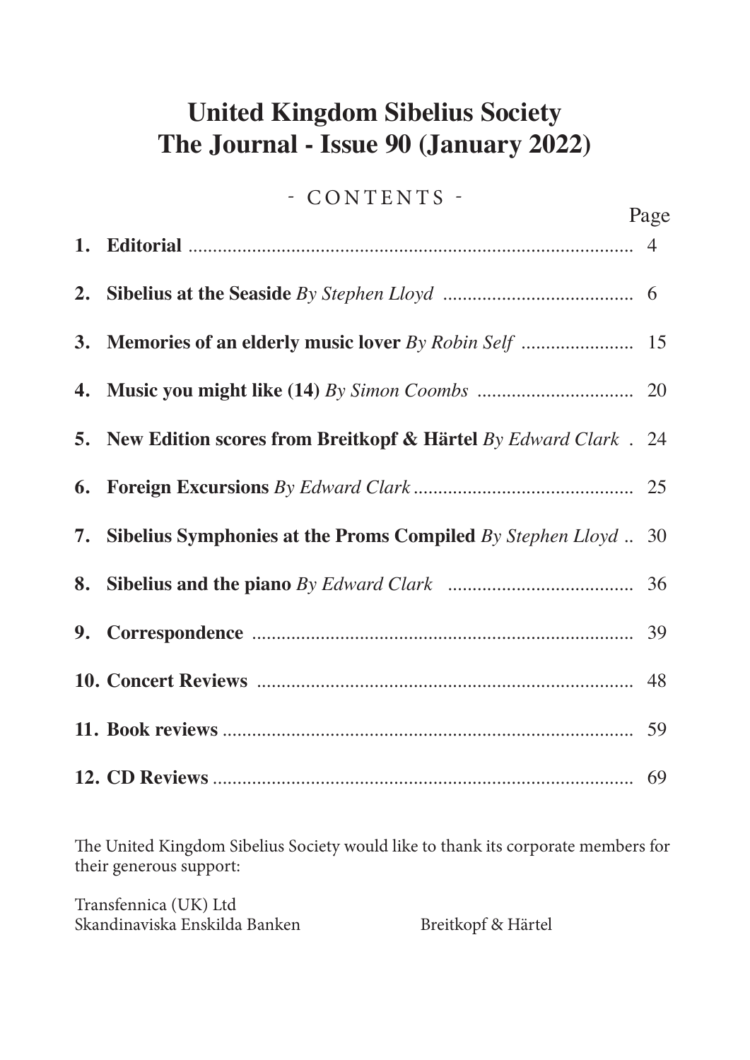# United Kingdom Sibelius Society
# The Journal - Issue 90 (January 2022)

## - CONTENTS -

| | | Page |
|---|---|---|
| 1. | **Editorial** | 4 |
| 2. | **Sibelius at the Seaside** *By Stephen Lloyd* | 6 |
| 3. | **Memories of an elderly music lover** *By Robin Self* | 15 |
| 4. | **Music you might like (14)** *By Simon Coombs* | 20 |
| 5. | **New Edition scores from Breitkopf & Härtel** *By Edward Clark* | 24 |
| 6. | **Foreign Excursions** *By Edward Clark* | 25 |
| 7. | **Sibelius Symphonies at the Proms Compiled** *By Stephen Lloyd* | 30 |
| 8. | **Sibelius and the piano** *By Edward Clark* | 36 |
| 9. | **Correspondence** | 39 |
| 10. | **Concert Reviews** | 48 |
| 11. | **Book reviews** | 59 |
| 12. | **CD Reviews** | 69 |

The United Kingdom Sibelius Society would like to thank its corporate members for their generous support:

Transfennica (UK) Ltd
Skandinaviska Enskilda Banken
Breitkopf & Härtel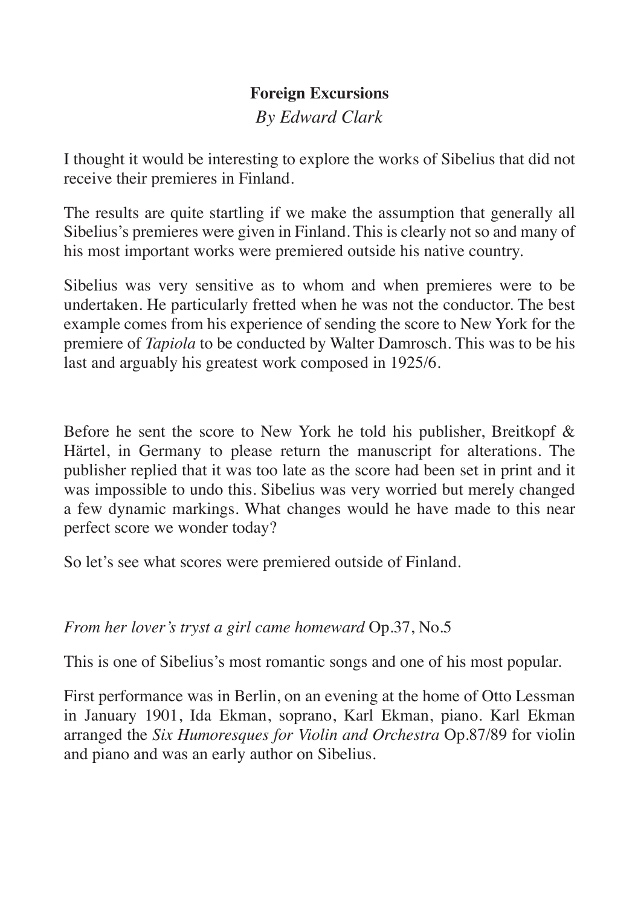**Foreign Excursions**

*By Edward Clark*

I thought it would be interesting to explore the works of Sibelius that did not receive their premieres in Finland.

The results are quite startling if we make the assumption that generally all Sibelius's premieres were given in Finland. This is clearly not so and many of his most important works were premiered outside his native country.

Sibelius was very sensitive as to whom and when premieres were to be undertaken. He particularly fretted when he was not the conductor. The best example comes from his experience of sending the score to New York for the premiere of *Tapiola* to be conducted by Walter Damrosch. This was to be his last and arguably his greatest work composed in 1925/6.

Before he sent the score to New York he told his publisher, Breitkopf & Härtel, in Germany to please return the manuscript for alterations. The publisher replied that it was too late as the score had been set in print and it was impossible to undo this. Sibelius was very worried but merely changed a few dynamic markings. What changes would he have made to this near perfect score we wonder today?

So let's see what scores were premiered outside of Finland.

*From her lover's tryst a girl came homeward* Op.37, No.5

This is one of Sibelius's most romantic songs and one of his most popular.

First performance was in Berlin, on an evening at the home of Otto Lessman in January 1901, Ida Ekman, soprano, Karl Ekman, piano. Karl Ekman arranged the *Six Humoresques for Violin and Orchestra* Op.87/89 for violin and piano and was an early author on Sibelius.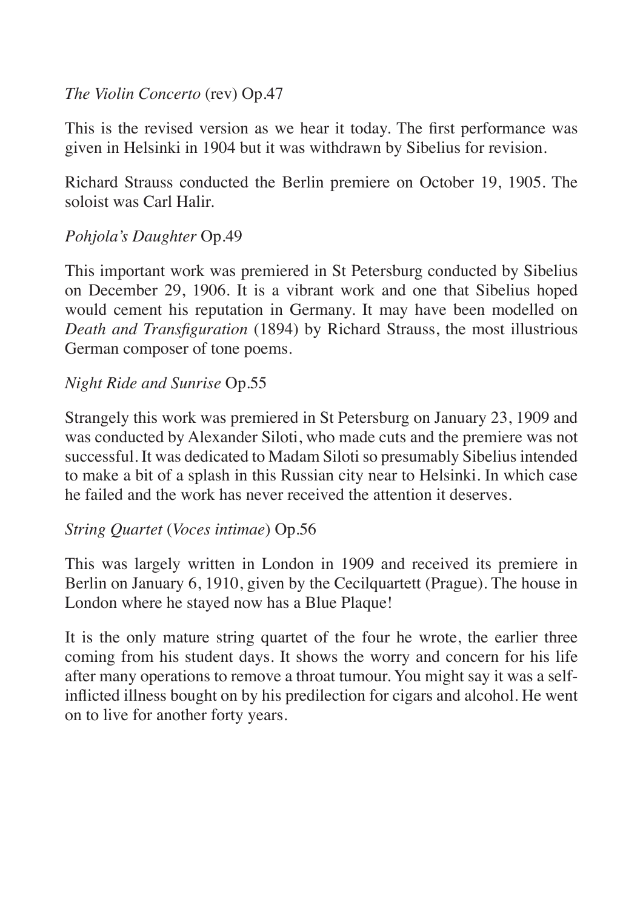*The Violin Concerto* (rev) Op.47

This is the revised version as we hear it today. The first performance was given in Helsinki in 1904 but it was withdrawn by Sibelius for revision.

Richard Strauss conducted the Berlin premiere on October 19, 1905. The soloist was Carl Halir.

*Pohjola's Daughter* Op.49

This important work was premiered in St Petersburg conducted by Sibelius on December 29, 1906. It is a vibrant work and one that Sibelius hoped would cement his reputation in Germany. It may have been modelled on *Death and Transfiguration* (1894) by Richard Strauss, the most illustrious German composer of tone poems.

*Night Ride and Sunrise* Op.55

Strangely this work was premiered in St Petersburg on January 23, 1909 and was conducted by Alexander Siloti, who made cuts and the premiere was not successful. It was dedicated to Madam Siloti so presumably Sibelius intended to make a bit of a splash in this Russian city near to Helsinki. In which case he failed and the work has never received the attention it deserves.

*String Quartet* (*Voces intimae*) Op.56

This was largely written in London in 1909 and received its premiere in Berlin on January 6, 1910, given by the Cecilquartett (Prague). The house in London where he stayed now has a Blue Plaque!

It is the only mature string quartet of the four he wrote, the earlier three coming from his student days. It shows the worry and concern for his life after many operations to remove a throat tumour. You might say it was a self-inflicted illness bought on by his predilection for cigars and alcohol. He went on to live for another forty years.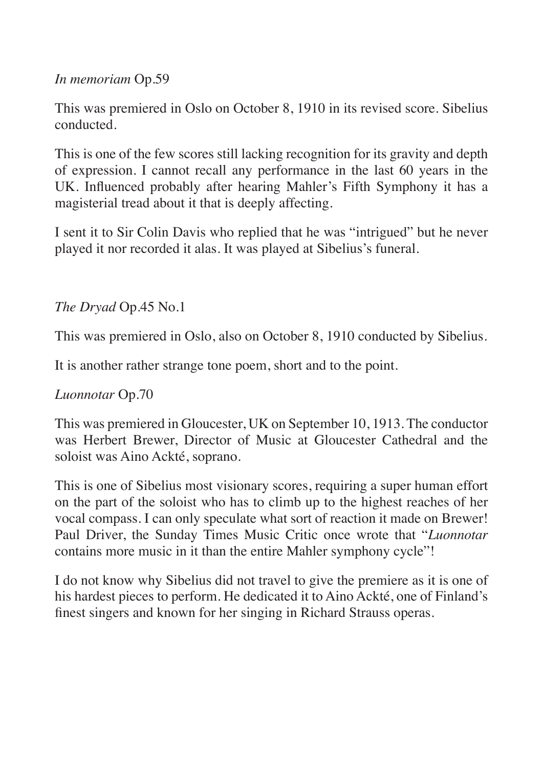*In memoriam* Op.59

This was premiered in Oslo on October 8, 1910 in its revised score. Sibelius conducted.

This is one of the few scores still lacking recognition for its gravity and depth of expression. I cannot recall any performance in the last 60 years in the UK. Influenced probably after hearing Mahler's Fifth Symphony it has a magisterial tread about it that is deeply affecting.

I sent it to Sir Colin Davis who replied that he was "intrigued" but he never played it nor recorded it alas. It was played at Sibelius's funeral.

*The Dryad* Op.45 No.1

This was premiered in Oslo, also on October 8, 1910 conducted by Sibelius.

It is another rather strange tone poem, short and to the point.

*Luonnotar* Op.70

This was premiered in Gloucester, UK on September 10, 1913. The conductor was Herbert Brewer, Director of Music at Gloucester Cathedral and the soloist was Aino Ackté, soprano.

This is one of Sibelius most visionary scores, requiring a super human effort on the part of the soloist who has to climb up to the highest reaches of her vocal compass. I can only speculate what sort of reaction it made on Brewer! Paul Driver, the Sunday Times Music Critic once wrote that "*Luonnotar* contains more music in it than the entire Mahler symphony cycle"!

I do not know why Sibelius did not travel to give the premiere as it is one of his hardest pieces to perform. He dedicated it to Aino Ackté, one of Finland's finest singers and known for her singing in Richard Strauss operas.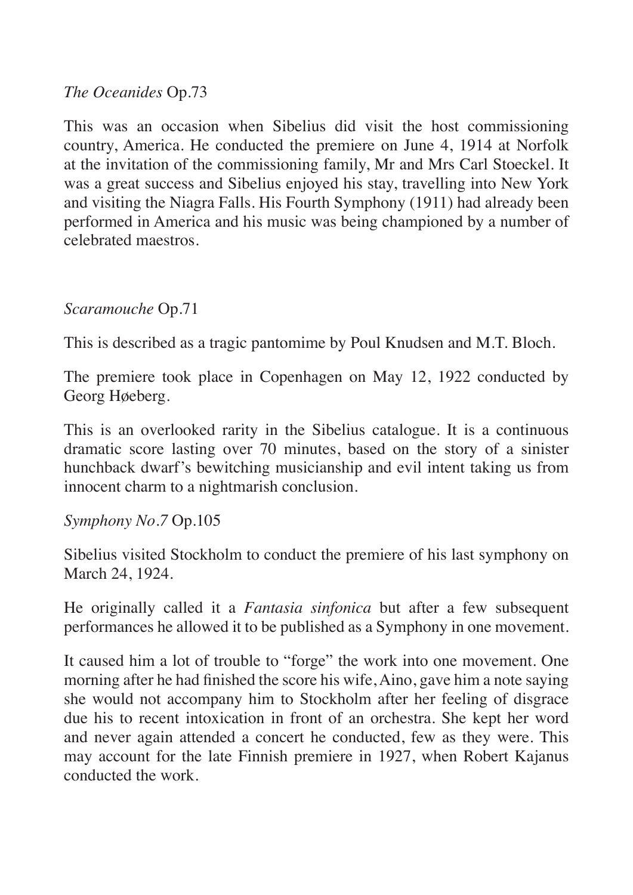*The Oceanides* Op.73

This was an occasion when Sibelius did visit the host commissioning country, America. He conducted the premiere on June 4, 1914 at Norfolk at the invitation of the commissioning family, Mr and Mrs Carl Stoeckel. It was a great success and Sibelius enjoyed his stay, travelling into New York and visiting the Niagra Falls. His Fourth Symphony (1911) had already been performed in America and his music was being championed by a number of celebrated maestros.

*Scaramouche* Op.71

This is described as a tragic pantomime by Poul Knudsen and M.T. Bloch.

The premiere took place in Copenhagen on May 12, 1922 conducted by Georg Høeberg.

This is an overlooked rarity in the Sibelius catalogue. It is a continuous dramatic score lasting over 70 minutes, based on the story of a sinister hunchback dwarf's bewitching musicianship and evil intent taking us from innocent charm to a nightmarish conclusion.

*Symphony No.7* Op.105

Sibelius visited Stockholm to conduct the premiere of his last symphony on March 24, 1924.

He originally called it a *Fantasia sinfonica* but after a few subsequent performances he allowed it to be published as a Symphony in one movement.

It caused him a lot of trouble to "forge" the work into one movement. One morning after he had finished the score his wife, Aino, gave him a note saying she would not accompany him to Stockholm after her feeling of disgrace due his to recent intoxication in front of an orchestra. She kept her word and never again attended a concert he conducted, few as they were. This may account for the late Finnish premiere in 1927, when Robert Kajanus conducted the work.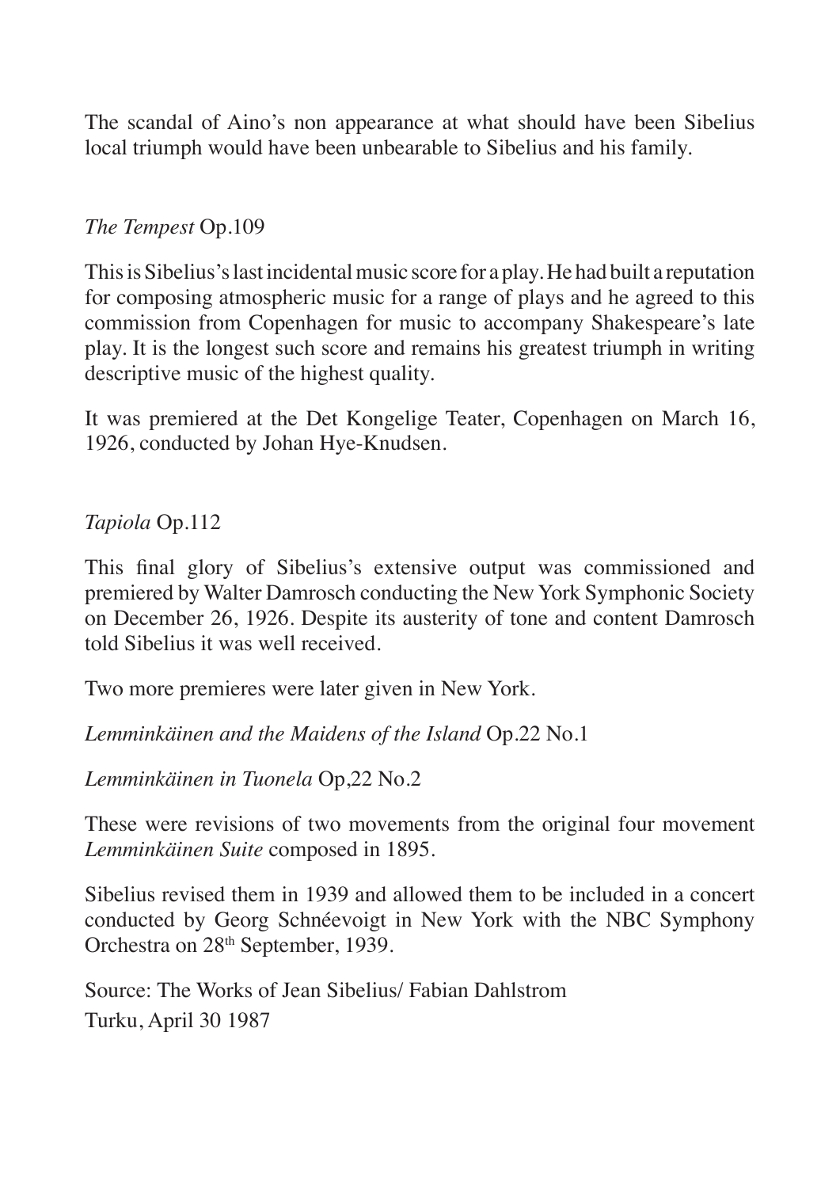The scandal of Aino's non appearance at what should have been Sibelius local triumph would have been unbearable to Sibelius and his family.

*The Tempest* Op.109

This is Sibelius's last incidental music score for a play. He had built a reputation for composing atmospheric music for a range of plays and he agreed to this commission from Copenhagen for music to accompany Shakespeare's late play. It is the longest such score and remains his greatest triumph in writing descriptive music of the highest quality.

It was premiered at the Det Kongelige Teater, Copenhagen on March 16, 1926, conducted by Johan Hye-Knudsen.

*Tapiola* Op.112

This final glory of Sibelius's extensive output was commissioned and premiered by Walter Damrosch conducting the New York Symphonic Society on December 26, 1926. Despite its austerity of tone and content Damrosch told Sibelius it was well received.

Two more premieres were later given in New York.

*Lemminkäinen and the Maidens of the Island* Op.22 No.1

*Lemminkäinen in Tuonela* Op,22 No.2

These were revisions of two movements from the original four movement *Lemminkäinen Suite* composed in 1895.

Sibelius revised them in 1939 and allowed them to be included in a concert conducted by Georg Schnéevoigt in New York with the NBC Symphony Orchestra on 28th September, 1939.

Source: The Works of Jean Sibelius/ Fabian Dahlstrom
Turku, April 30 1987